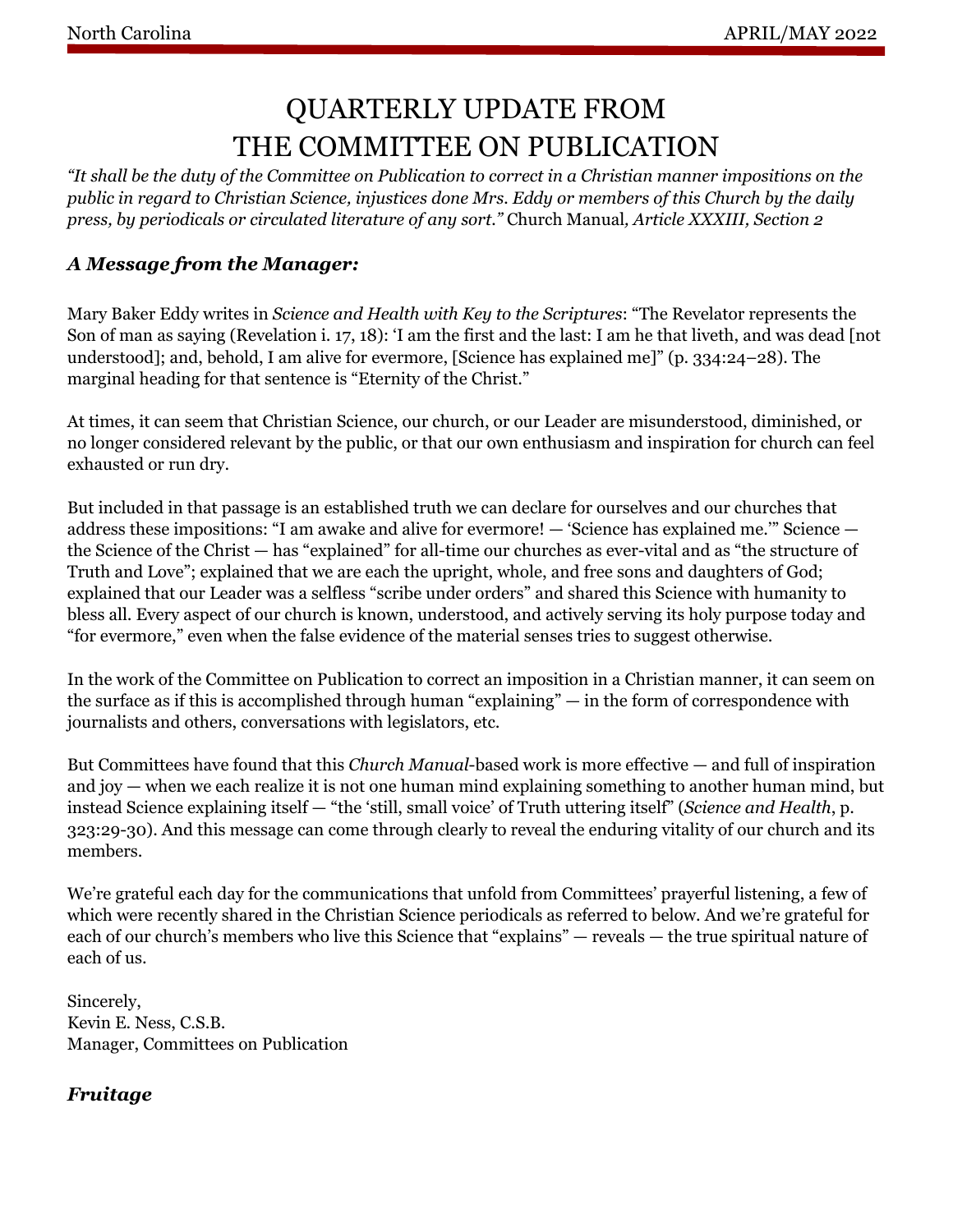# QUARTERLY UPDATE FROM THE COMMITTEE ON PUBLICATION

*"It shall be the duty of the Committee on Publication to correct in a Christian manner impositions on the public in regard to Christian Science, injustices done Mrs. Eddy or members of this Church by the daily press, by periodicals or circulated literature of any sort."* Church Manual*, Article XXXIII, Section 2*

## *A Message from the Manager:*

Mary Baker Eddy writes in *Science and Health with Key to the Scriptures*: "The Revelator represents the Son of man as saying (Revelation i. 17, 18): 'I am the first and the last: I am he that liveth, and was dead [not understood]; and, behold, I am alive for evermore, [Science has explained me]" (p. 334:24–28). The marginal heading for that sentence is "Eternity of the Christ."

At times, it can seem that Christian Science, our church, or our Leader are misunderstood, diminished, or no longer considered relevant by the public, or that our own enthusiasm and inspiration for church can feel exhausted or run dry.

But included in that passage is an established truth we can declare for ourselves and our churches that address these impositions: "I am awake and alive for evermore! — 'Science has explained me.'" Science — the Science of the Christ — has "explained" for all-time our churches as ever-vital and as "the structure of Truth and Love"; explained that we are each the upright, whole, and free sons and daughters of God; explained that our Leader was a selfless "scribe under orders" and shared this Science with humanity to bless all. Every aspect of our church is known, understood, and actively serving its holy purpose today and "for evermore," even when the false evidence of the material senses tries to suggest otherwise.

In the work of the Committee on Publication to correct an imposition in a Christian manner, it can seem on the surface as if this is accomplished through human "explaining" — in the form of correspondence with journalists and others, conversations with legislators, etc.

But Committees have found that this *Church Manual*-based work is more effective — and full of inspiration and joy — when we each realize it is not one human mind explaining something to another human mind, but instead Science explaining itself — "the 'still, small voice' of Truth uttering itself" (*Science and Health*, p. 323:29-30). And this message can come through clearly to reveal the enduring vitality of our church and its members.

We're grateful each day for the communications that unfold from Committees' prayerful listening, a few of which were recently shared in the Christian Science periodicals as referred to below. And we're grateful for each of our church's members who live this Science that "explains" — reveals — the true spiritual nature of each of us.

Sincerely,
Kevin E. Ness, C.S.B.
Manager, Committees on Publication

## *Fruitage*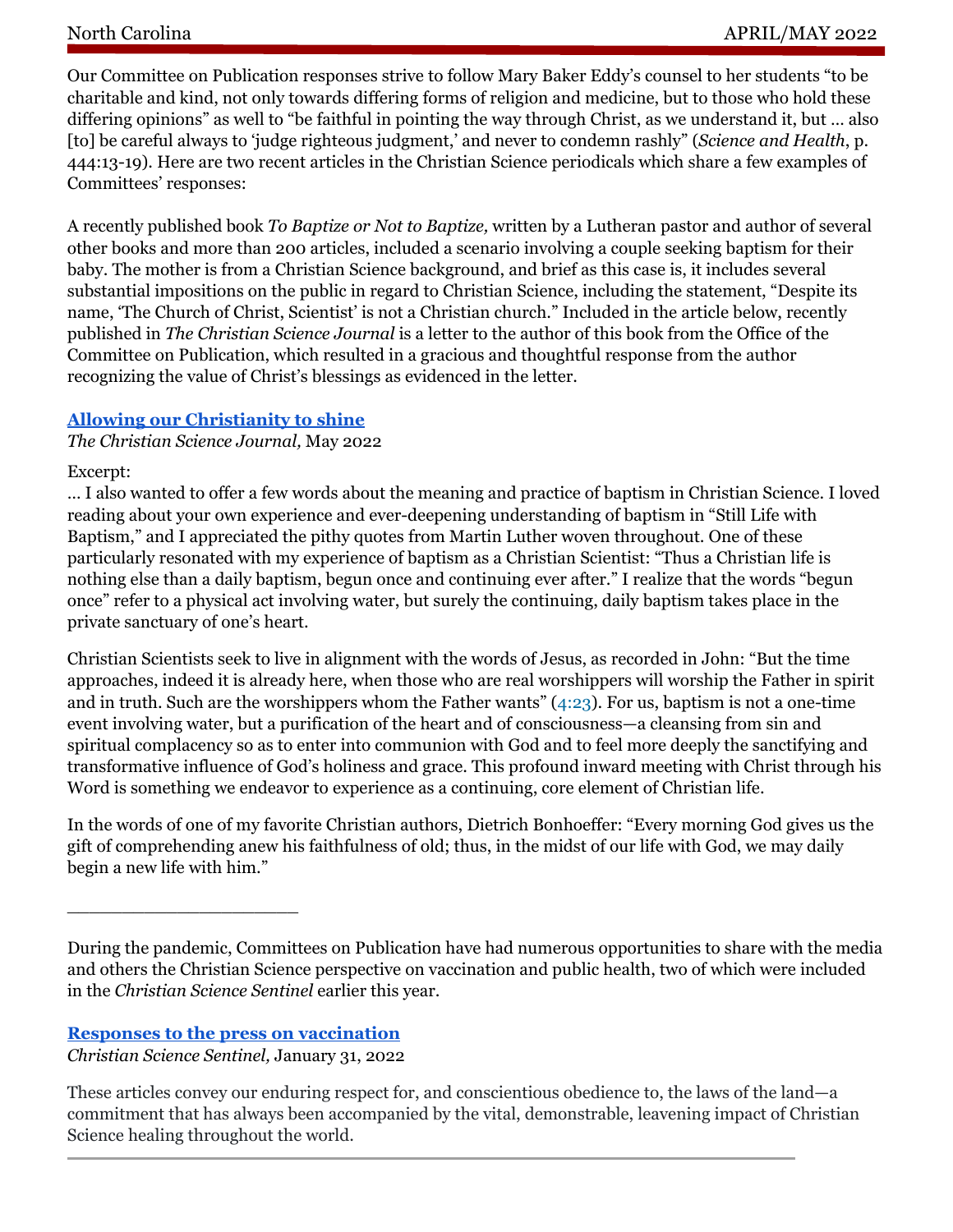Our Committee on Publication responses strive to follow Mary Baker Eddy's counsel to her students "to be charitable and kind, not only towards differing forms of religion and medicine, but to those who hold these differing opinions" as well to "be faithful in pointing the way through Christ, as we understand it, but … also [to] be careful always to 'judge righteous judgment,' and never to condemn rashly" (*Science and Health*, p. 444:13-19). Here are two recent articles in the Christian Science periodicals which share a few examples of Committees' responses:

A recently published book *To Baptize or Not to Baptize,* written by a Lutheran pastor and author of several other books and more than 200 articles, included a scenario involving a couple seeking baptism for their baby. The mother is from a Christian Science background, and brief as this case is, it includes several substantial impositions on the public in regard to Christian Science, including the statement, "Despite its name, 'The Church of Christ, Scientist' is not a Christian church." Included in the article below, recently published in *The Christian Science Journal* is a letter to the author of this book from the Office of the Committee on Publication, which resulted in a gracious and thoughtful response from the author recognizing the value of Christ's blessings as evidenced in the letter.

**Allowing our Christianity to shine**
*The Christian Science Journal,* May 2022

Excerpt:
… I also wanted to offer a few words about the meaning and practice of baptism in Christian Science. I loved reading about your own experience and ever-deepening understanding of baptism in "Still Life with Baptism," and I appreciated the pithy quotes from Martin Luther woven throughout. One of these particularly resonated with my experience of baptism as a Christian Scientist: "Thus a Christian life is nothing else than a daily baptism, begun once and continuing ever after." I realize that the words "begun once" refer to a physical act involving water, but surely the continuing, daily baptism takes place in the private sanctuary of one's heart.

Christian Scientists seek to live in alignment with the words of Jesus, as recorded in John: "But the time approaches, indeed it is already here, when those who are real worshippers will worship the Father in spirit and in truth. Such are the worshippers whom the Father wants" (4:23). For us, baptism is not a one-time event involving water, but a purification of the heart and of consciousness—a cleansing from sin and spiritual complacency so as to enter into communion with God and to feel more deeply the sanctifying and transformative influence of God's holiness and grace. This profound inward meeting with Christ through his Word is something we endeavor to experience as a continuing, core element of Christian life.

In the words of one of my favorite Christian authors, Dietrich Bonhoeffer: "Every morning God gives us the gift of comprehending anew his faithfulness of old; thus, in the midst of our life with God, we may daily begin a new life with him."

---

During the pandemic, Committees on Publication have had numerous opportunities to share with the media and others the Christian Science perspective on vaccination and public health, two of which were included in the *Christian Science Sentinel* earlier this year.

**Responses to the press on vaccination**
*Christian Science Sentinel,* January 31, 2022

These articles convey our enduring respect for, and conscientious obedience to, the laws of the land—a commitment that has always been accompanied by the vital, demonstrable, leavening impact of Christian Science healing throughout the world.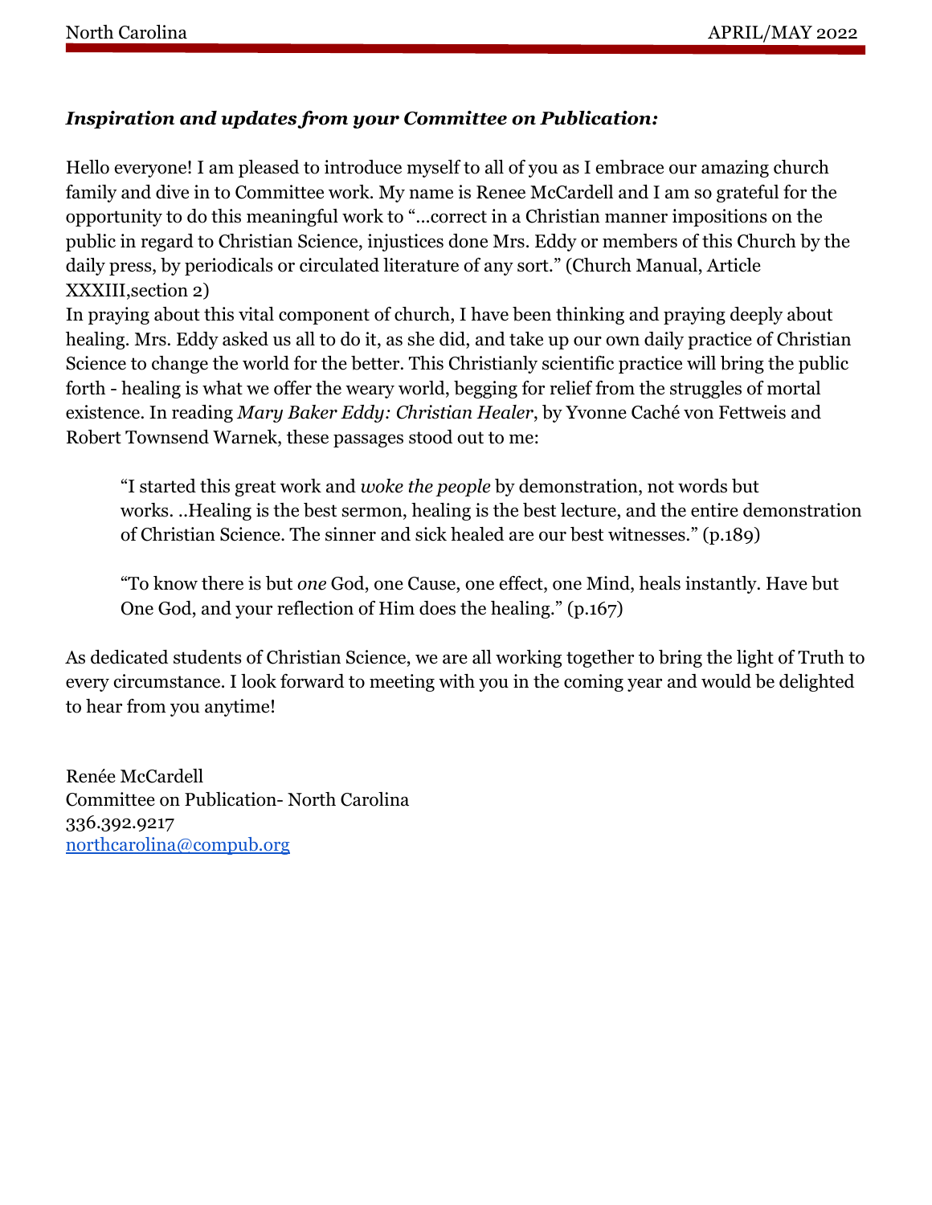***Inspiration and updates from your Committee on Publication:***

Hello everyone! I am pleased to introduce myself to all of you as I embrace our amazing church family and dive in to Committee work. My name is Renee McCardell and I am so grateful for the opportunity to do this meaningful work to "...correct in a Christian manner impositions on the public in regard to Christian Science, injustices done Mrs. Eddy or members of this Church by the daily press, by periodicals or circulated literature of any sort." (Church Manual, Article XXXIII,section 2)

In praying about this vital component of church, I have been thinking and praying deeply about healing. Mrs. Eddy asked us all to do it, as she did, and take up our own daily practice of Christian Science to change the world for the better. This Christianly scientific practice will bring the public forth - healing is what we offer the weary world, begging for relief from the struggles of mortal existence. In reading *Mary Baker Eddy: Christian Healer*, by Yvonne Caché von Fettweis and Robert Townsend Warnek, these passages stood out to me:

> "I started this great work and *woke the people* by demonstration, not words but works. ..Healing is the best sermon, healing is the best lecture, and the entire demonstration of Christian Science. The sinner and sick healed are our best witnesses." (p.189)
>
> "To know there is but *one* God, one Cause, one effect, one Mind, heals instantly. Have but One God, and your reflection of Him does the healing." (p.167)

As dedicated students of Christian Science, we are all working together to bring the light of Truth to every circumstance. I look forward to meeting with you in the coming year and would be delighted to hear from you anytime!

Renée McCardell
Committee on Publication- North Carolina
336.392.9217
northcarolina@compub.org